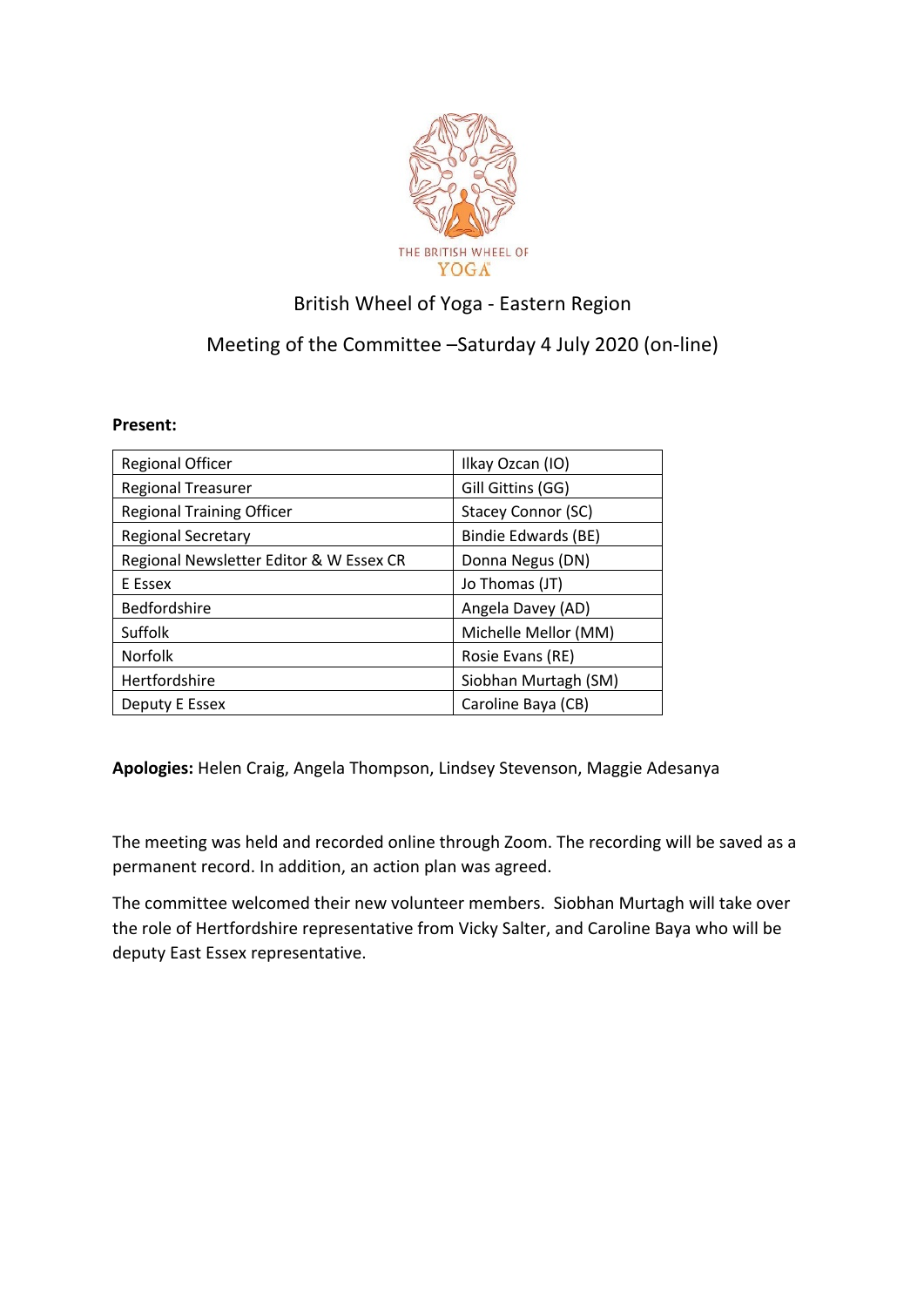THE BRITISH WHEEL OF YOGA

# British Wheel of Yoga - Eastern Region

## Meeting of the Committee –Saturday 4 July 2020 (on-line)

**Present:**

| Regional Officer | Ilkay Ozcan (IO) |
|---|---|
| Regional Treasurer | Gill Gittins (GG) |
| Regional Training Officer | Stacey Connor (SC) |
| Regional Secretary | Bindie Edwards (BE) |
| Regional Newsletter Editor & W Essex CR | Donna Negus (DN) |
| E Essex | Jo Thomas (JT) |
| Bedfordshire | Angela Davey (AD) |
| Suffolk | Michelle Mellor (MM) |
| Norfolk | Rosie Evans (RE) |
| Hertfordshire | Siobhan Murtagh (SM) |
| Deputy E Essex | Caroline Baya (CB) |

**Apologies:** Helen Craig, Angela Thompson, Lindsey Stevenson, Maggie Adesanya

The meeting was held and recorded online through Zoom. The recording will be saved as a permanent record. In addition, an action plan was agreed.

The committee welcomed their new volunteer members. Siobhan Murtagh will take over the role of Hertfordshire representative from Vicky Salter, and Caroline Baya who will be deputy East Essex representative.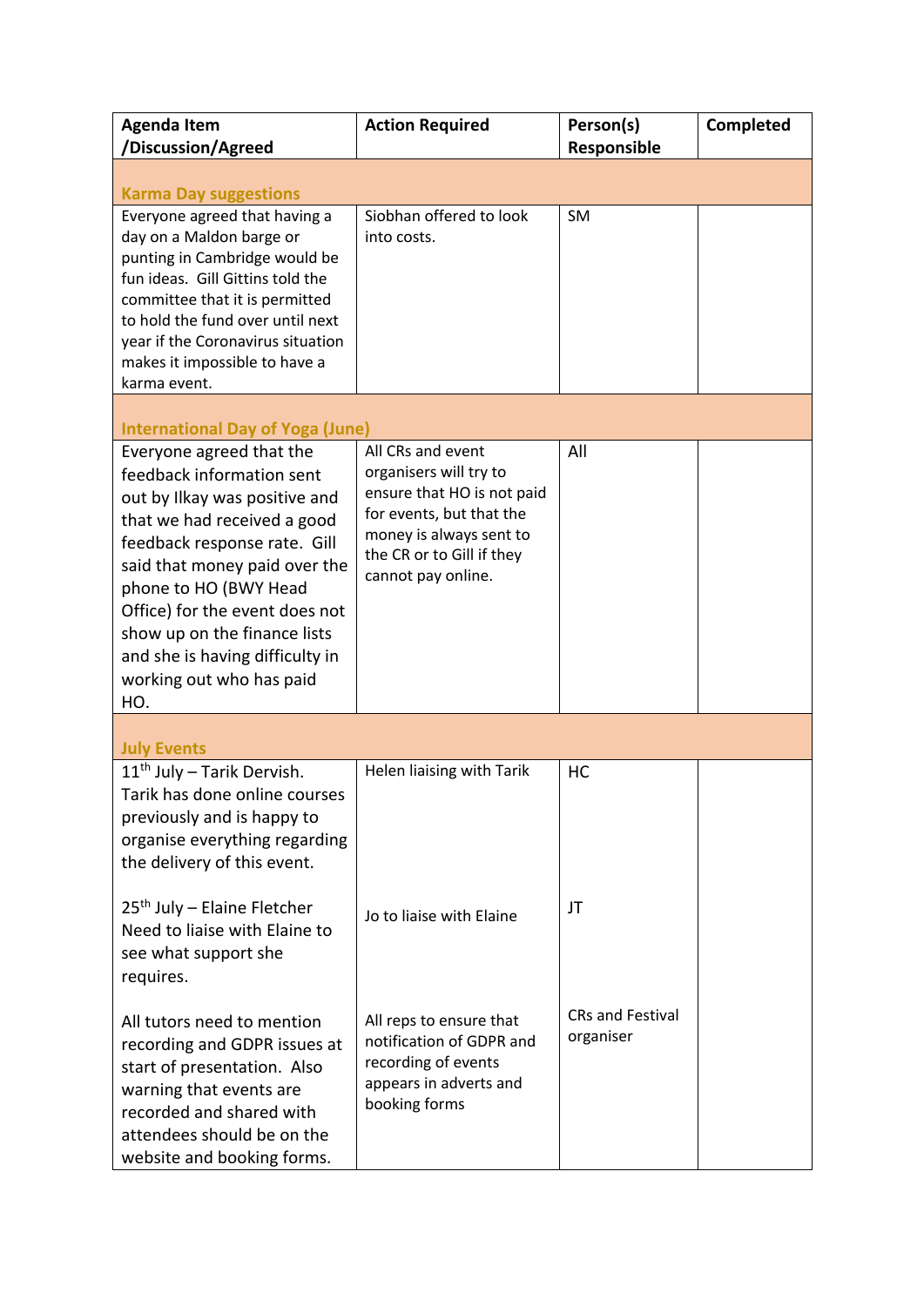| Agenda Item /Discussion/Agreed | Action Required | Person(s) Responsible | Completed |
| --- | --- | --- | --- |
| **Karma Day suggestions** | | | |
| Everyone agreed that having a day on a Maldon barge or punting in Cambridge would be fun ideas. Gill Gittins told the committee that it is permitted to hold the fund over until next year if the Coronavirus situation makes it impossible to have a karma event. | Siobhan offered to look into costs. | SM | |
| **International Day of Yoga (June)** | | | |
| Everyone agreed that the feedback information sent out by Ilkay was positive and that we had received a good feedback response rate. Gill said that money paid over the phone to HO (BWY Head Office) for the event does not show up on the finance lists and she is having difficulty in working out who has paid HO. | All CRs and event organisers will try to ensure that HO is not paid for events, but that the money is always sent to the CR or to Gill if they cannot pay online. | All | |
| **July Events** | | | |
| 11th July – Tarik Dervish. Tarik has done online courses previously and is happy to organise everything regarding the delivery of this event. | Helen liaising with Tarik | HC | |
| 25th July – Elaine Fletcher Need to liaise with Elaine to see what support she requires. | Jo to liaise with Elaine | JT | |
| All tutors need to mention recording and GDPR issues at start of presentation. Also warning that events are recorded and shared with attendees should be on the website and booking forms. | All reps to ensure that notification of GDPR and recording of events appears in adverts and booking forms | CRs and Festival organiser | |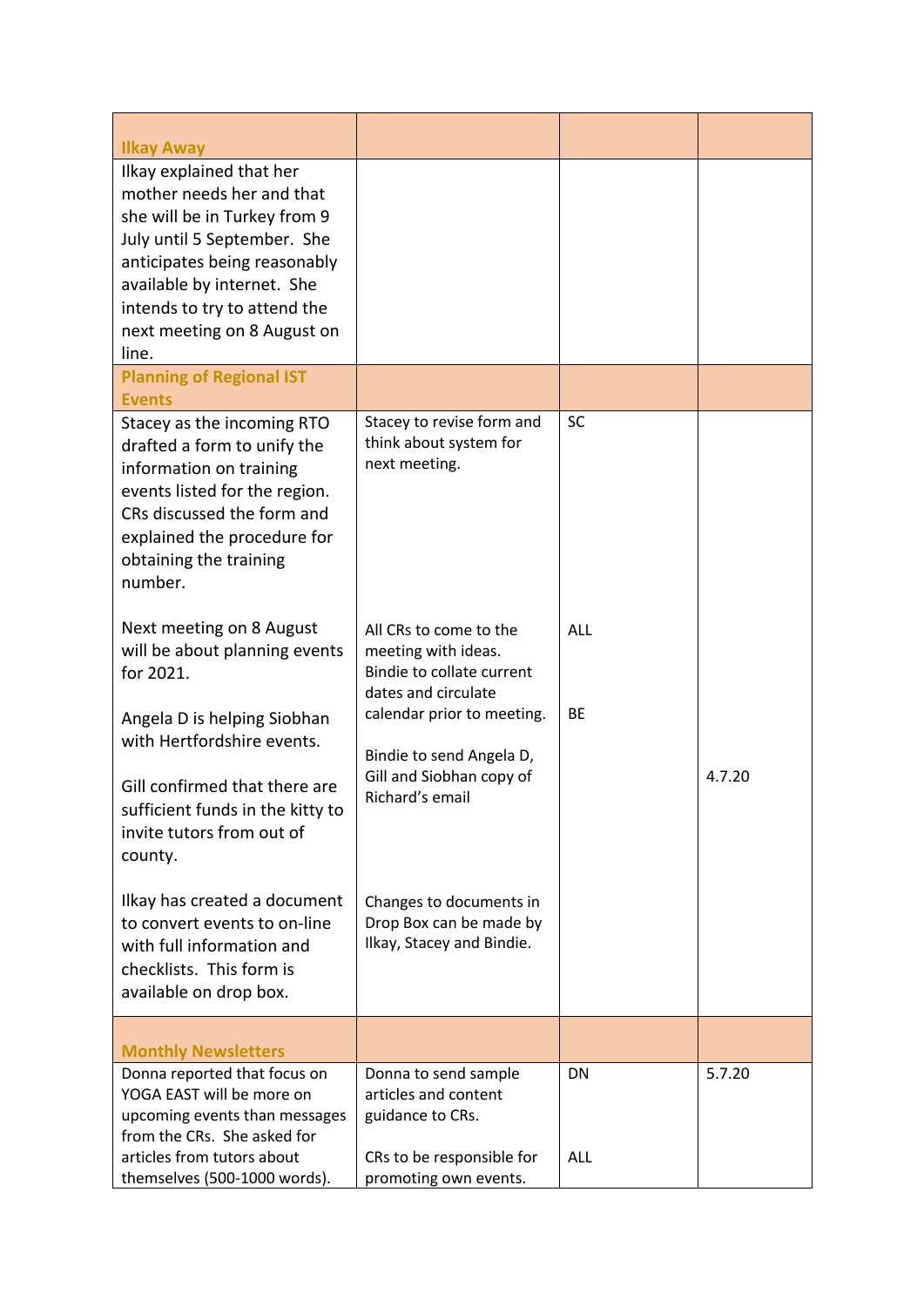| Ilkay Away | | | |
|---|---|---|---|
| Ilkay explained that her mother needs her and that she will be in Turkey from 9 July until 5 September. She anticipates being reasonably available by internet. She intends to try to attend the next meeting on 8 August on line. | | | |
| **Planning of Regional IST Events** | | | |
| Stacey as the incoming RTO drafted a form to unify the information on training events listed for the region. CRs discussed the form and explained the procedure for obtaining the training number. | Stacey to revise form and think about system for next meeting. | SC | |
| Next meeting on 8 August will be about planning events for 2021. | All CRs to come to the meeting with ideas. Bindie to collate current dates and circulate calendar prior to meeting. | ALL<br>BE | |
| Angela D is helping Siobhan with Hertfordshire events. | Bindie to send Angela D, Gill and Siobhan copy of Richard's email | | 4.7.20 |
| Gill confirmed that there are sufficient funds in the kitty to invite tutors from out of county. | | | |
| Ilkay has created a document to convert events to on-line with full information and checklists. This form is available on drop box. | Changes to documents in Drop Box can be made by Ilkay, Stacey and Bindie. | | |
| **Monthly Newsletters** | | | |
| Donna reported that focus on YOGA EAST will be more on upcoming events than messages from the CRs. She asked for articles from tutors about themselves (500-1000 words). | Donna to send sample articles and content guidance to CRs.<br><br>CRs to be responsible for promoting own events. | DN<br><br>ALL | 5.7.20 |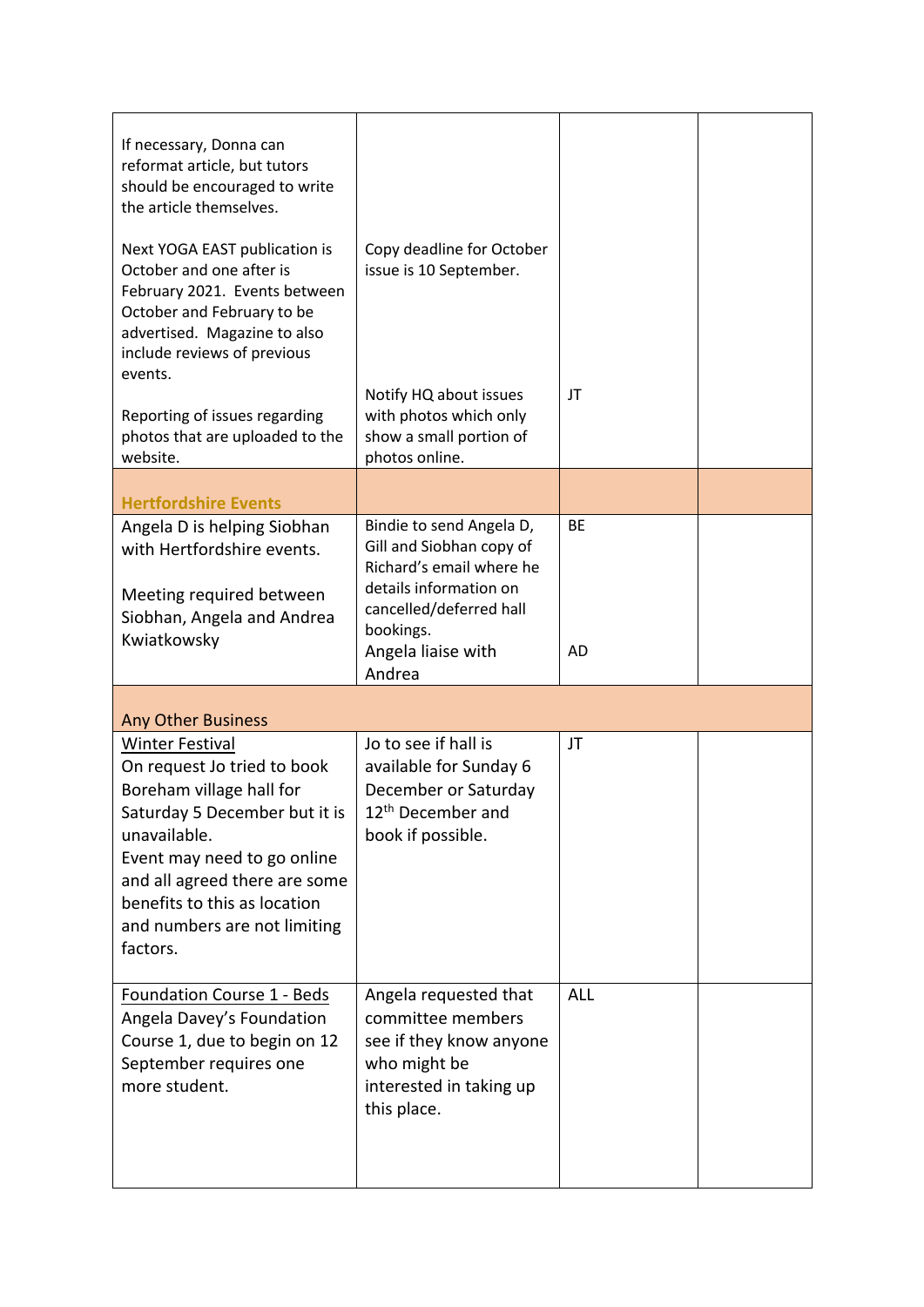| | | | |
|---|---|---|---|
| If necessary, Donna can reformat article, but tutors should be encouraged to write the article themselves.<br><br>Next YOGA EAST publication is October and one after is February 2021. Events between October and February to be advertised. Magazine to also include reviews of previous events.<br><br>Reporting of issues regarding photos that are uploaded to the website. | <br><br><br><br>Copy deadline for October issue is 10 September.<br><br><br><br>Notify HQ about issues with photos which only show a small portion of photos online. | <br><br><br><br><br><br><br><br>JT | |
| **Hertfordshire Events** | | | |
| Angela D is helping Siobhan with Hertfordshire events.<br><br>Meeting required between Siobhan, Angela and Andrea Kwiatkowsky | Bindie to send Angela D, Gill and Siobhan copy of Richard's email where he details information on cancelled/deferred hall bookings.<br>Angela liaise with Andrea | BE<br><br><br><br><br>AD | |
| Any Other Business | | | |
| <u>Winter Festival</u><br>On request Jo tried to book Boreham village hall for Saturday 5 December but it is unavailable.<br>Event may need to go online and all agreed there are some benefits to this as location and numbers are not limiting factors. | Jo to see if hall is available for Sunday 6 December or Saturday 12th December and book if possible. | JT | |
| <u>Foundation Course 1 - Beds</u><br>Angela Davey's Foundation Course 1, due to begin on 12 September requires one more student. | Angela requested that committee members see if they know anyone who might be interested in taking up this place. | ALL | |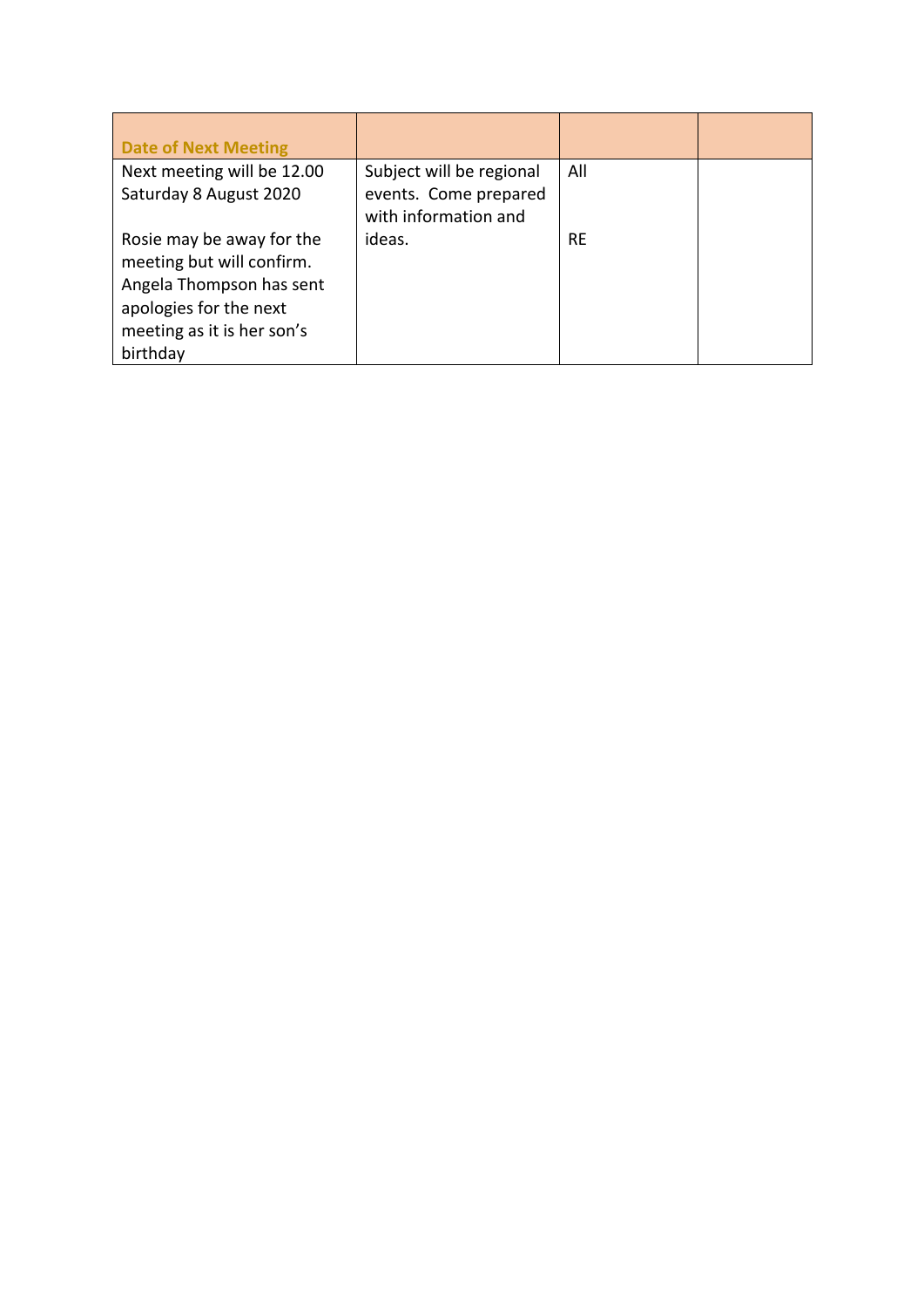| Date of Next Meeting | | | |
|---|---|---|---|
| Next meeting will be 12.00 Saturday 8 August 2020<br><br>Rosie may be away for the meeting but will confirm. Angela Thompson has sent apologies for the next meeting as it is her son's birthday | Subject will be regional events. Come prepared with information and ideas. | All<br><br>RE | |